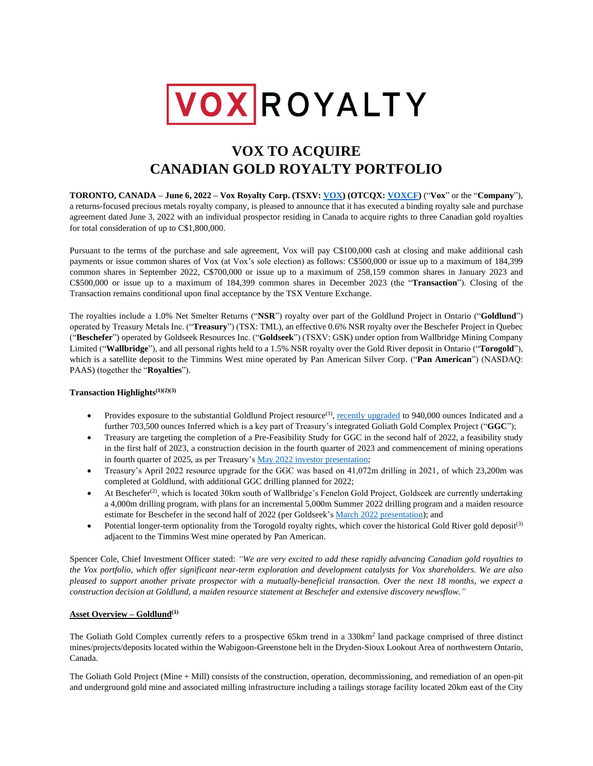# VOX TO ACQUIRE CANADIAN GOLD ROYALTY PORTFOLIO

**TORONTO, CANADA – June 6, 2022 – Vox Royalty Corp. (TSXV: VOX) (OTCQX: VOXCF)** ("**Vox**" or the "**Company**"), a returns-focused precious metals royalty company, is pleased to announce that it has executed a binding royalty sale and purchase agreement dated June 3, 2022 with an individual prospector residing in Canada to acquire rights to three Canadian gold royalties for total consideration of up to C$1,800,000.

Pursuant to the terms of the purchase and sale agreement, Vox will pay C$100,000 cash at closing and make additional cash payments or issue common shares of Vox (at Vox's sole election) as follows: C$500,000 or issue up to a maximum of 184,399 common shares in September 2022, C$700,000 or issue up to a maximum of 258,159 common shares in January 2023 and C$500,000 or issue up to a maximum of 184,399 common shares in December 2023 (the "**Transaction**"). Closing of the Transaction remains conditional upon final acceptance by the TSX Venture Exchange.

The royalties include a 1.0% Net Smelter Returns ("**NSR**") royalty over part of the Goldlund Project in Ontario ("**Goldlund**") operated by Treasury Metals Inc. ("**Treasury**") (TSX: TML), an effective 0.6% NSR royalty over the Beschefer Project in Quebec ("**Beschefer**") operated by Goldseek Resources Inc. ("**Goldseek**") (TSXV: GSK) under option from Wallbridge Mining Company Limited ("**Wallbridge**"), and all personal rights held to a 1.5% NSR royalty over the Gold River deposit in Ontario ("**Torogold**"), which is a satellite deposit to the Timmins West mine operated by Pan American Silver Corp. ("**Pan American**") (NASDAQ: PAAS) (together the "**Royalties**").

**Transaction Highlights[(1)(2)(3)]**

- Provides exposure to the substantial Goldlund Project resource[(1)], recently upgraded to 940,000 ounces Indicated and a further 703,500 ounces Inferred which is a key part of Treasury's integrated Goliath Gold Complex Project ("**GGC**");
- Treasury are targeting the completion of a Pre-Feasibility Study for GGC in the second half of 2022, a feasibility study in the first half of 2023, a construction decision in the fourth quarter of 2023 and commencement of mining operations in fourth quarter of 2025, as per Treasury's May 2022 investor presentation;
- Treasury's April 2022 resource upgrade for the GGC was based on 41,072m drilling in 2021, of which 23,200m was completed at Goldlund, with additional GGC drilling planned for 2022;
- At Beschefer[(2)], which is located 30km south of Wallbridge's Fenelon Gold Project, Goldseek are currently undertaking a 4,000m drilling program, with plans for an incremental 5,000m Summer 2022 drilling program and a maiden resource estimate for Beschefer in the second half of 2022 (per Goldseek's March 2022 presentation); and
- Potential longer-term optionality from the Torogold royalty rights, which cover the historical Gold River gold deposit[(3)] adjacent to the Timmins West mine operated by Pan American.

Spencer Cole, Chief Investment Officer stated: *"We are very excited to add these rapidly advancing Canadian gold royalties to the Vox portfolio, which offer significant near-term exploration and development catalysts for Vox shareholders. We are also pleased to support another private prospector with a mutually-beneficial transaction. Over the next 18 months, we expect a construction decision at Goldlund, a maiden resource statement at Beschefer and extensive discovery newsflow."*

## Asset Overview – Goldlund[(1)]

The Goliath Gold Complex currently refers to a prospective 65km trend in a 330km² land package comprised of three distinct mines/projects/deposits located within the Wabigoon-Greenstone belt in the Dryden-Sioux Lookout Area of northwestern Ontario, Canada.

The Goliath Gold Project (Mine + Mill) consists of the construction, operation, decommissioning, and remediation of an open-pit and underground gold mine and associated milling infrastructure including a tailings storage facility located 20km east of the City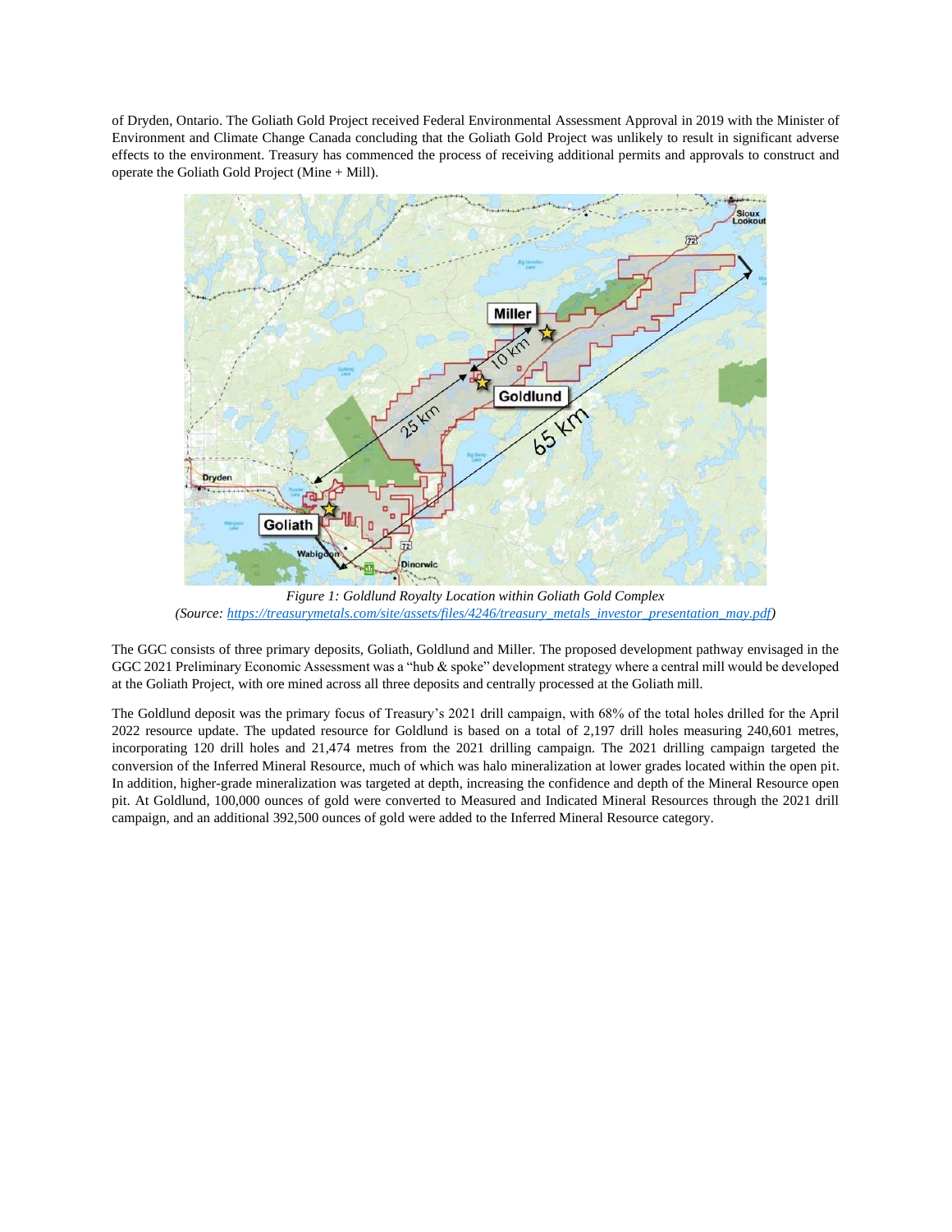of Dryden, Ontario. The Goliath Gold Project received Federal Environmental Assessment Approval in 2019 with the Minister of Environment and Climate Change Canada concluding that the Goliath Gold Project was unlikely to result in significant adverse effects to the environment. Treasury has commenced the process of receiving additional permits and approvals to construct and operate the Goliath Gold Project (Mine + Mill).

*Figure 1: Goldlund Royalty Location within Goliath Gold Complex*
*(Source: [https://treasurymetals.com/site/assets/files/4246/treasury_metals_investor_presentation_may.pdf](https://treasurymetals.com/site/assets/files/4246/treasury_metals_investor_presentation_may.pdf))*

The GGC consists of three primary deposits, Goliath, Goldlund and Miller. The proposed development pathway envisaged in the GGC 2021 Preliminary Economic Assessment was a "hub & spoke" development strategy where a central mill would be developed at the Goliath Project, with ore mined across all three deposits and centrally processed at the Goliath mill.

The Goldlund deposit was the primary focus of Treasury's 2021 drill campaign, with 68% of the total holes drilled for the April 2022 resource update. The updated resource for Goldlund is based on a total of 2,197 drill holes measuring 240,601 metres, incorporating 120 drill holes and 21,474 metres from the 2021 drilling campaign. The 2021 drilling campaign targeted the conversion of the Inferred Mineral Resource, much of which was halo mineralization at lower grades located within the open pit. In addition, higher-grade mineralization was targeted at depth, increasing the confidence and depth of the Mineral Resource open pit. At Goldlund, 100,000 ounces of gold were converted to Measured and Indicated Mineral Resources through the 2021 drill campaign, and an additional 392,500 ounces of gold were added to the Inferred Mineral Resource category.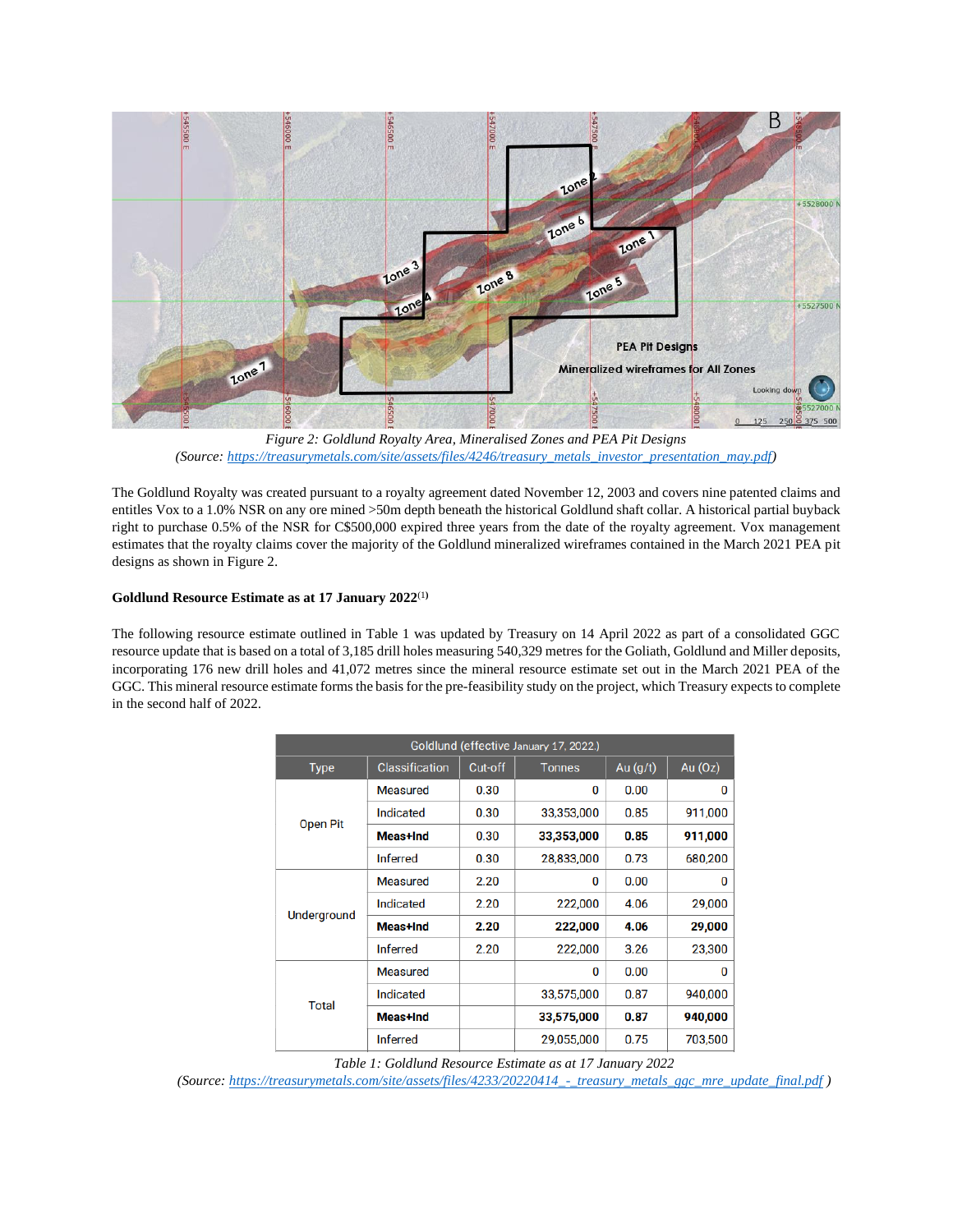*Figure 2: Goldlund Royalty Area, Mineralised Zones and PEA Pit Designs*
*(Source: https://treasurymetals.com/site/assets/files/4246/treasury_metals_investor_presentation_may.pdf)*

The Goldlund Royalty was created pursuant to a royalty agreement dated November 12, 2003 and covers nine patented claims and entitles Vox to a 1.0% NSR on any ore mined >50m depth beneath the historical Goldlund shaft collar. A historical partial buyback right to purchase 0.5% of the NSR for C$500,000 expired three years from the date of the royalty agreement. Vox management estimates that the royalty claims cover the majority of the Goldlund mineralized wireframes contained in the March 2021 PEA pit designs as shown in Figure 2.

**Goldlund Resource Estimate as at 17 January 2022**(1)

The following resource estimate outlined in Table 1 was updated by Treasury on 14 April 2022 as part of a consolidated GGC resource update that is based on a total of 3,185 drill holes measuring 540,329 metres for the Goliath, Goldlund and Miller deposits, incorporating 176 new drill holes and 41,072 metres since the mineral resource estimate set out in the March 2021 PEA of the GGC. This mineral resource estimate forms the basis for the pre-feasibility study on the project, which Treasury expects to complete in the second half of 2022.

| Goldlund (effective January 17, 2022.) | | | | | |
|---|---|---|---|---|---|
| Type | Classification | Cut-off | Tonnes | Au (g/t) | Au (Oz) |
| Open Pit | Measured | 0.30 | 0 | 0.00 | 0 |
| | Indicated | 0.30 | 33,353,000 | 0.85 | 911,000 |
| | **Meas+Ind** | **0.30** | **33,353,000** | **0.85** | **911,000** |
| | Inferred | 0.30 | 28,833,000 | 0.73 | 680,200 |
| Underground | Measured | 2.20 | 0 | 0.00 | 0 |
| | Indicated | 2.20 | 222,000 | 4.06 | 29,000 |
| | **Meas+Ind** | **2.20** | **222,000** | **4.06** | **29,000** |
| | Inferred | 2.20 | 222,000 | 3.26 | 23,300 |
| Total | Measured | | 0 | 0.00 | 0 |
| | Indicated | | 33,575,000 | 0.87 | 940,000 |
| | **Meas+Ind** | | **33,575,000** | **0.87** | **940,000** |
| | Inferred | | 29,055,000 | 0.75 | 703,500 |

*Table 1: Goldlund Resource Estimate as at 17 January 2022*
*(Source: https://treasurymetals.com/site/assets/files/4233/20220414_-_treasury_metals_ggc_mre_update_final.pdf )*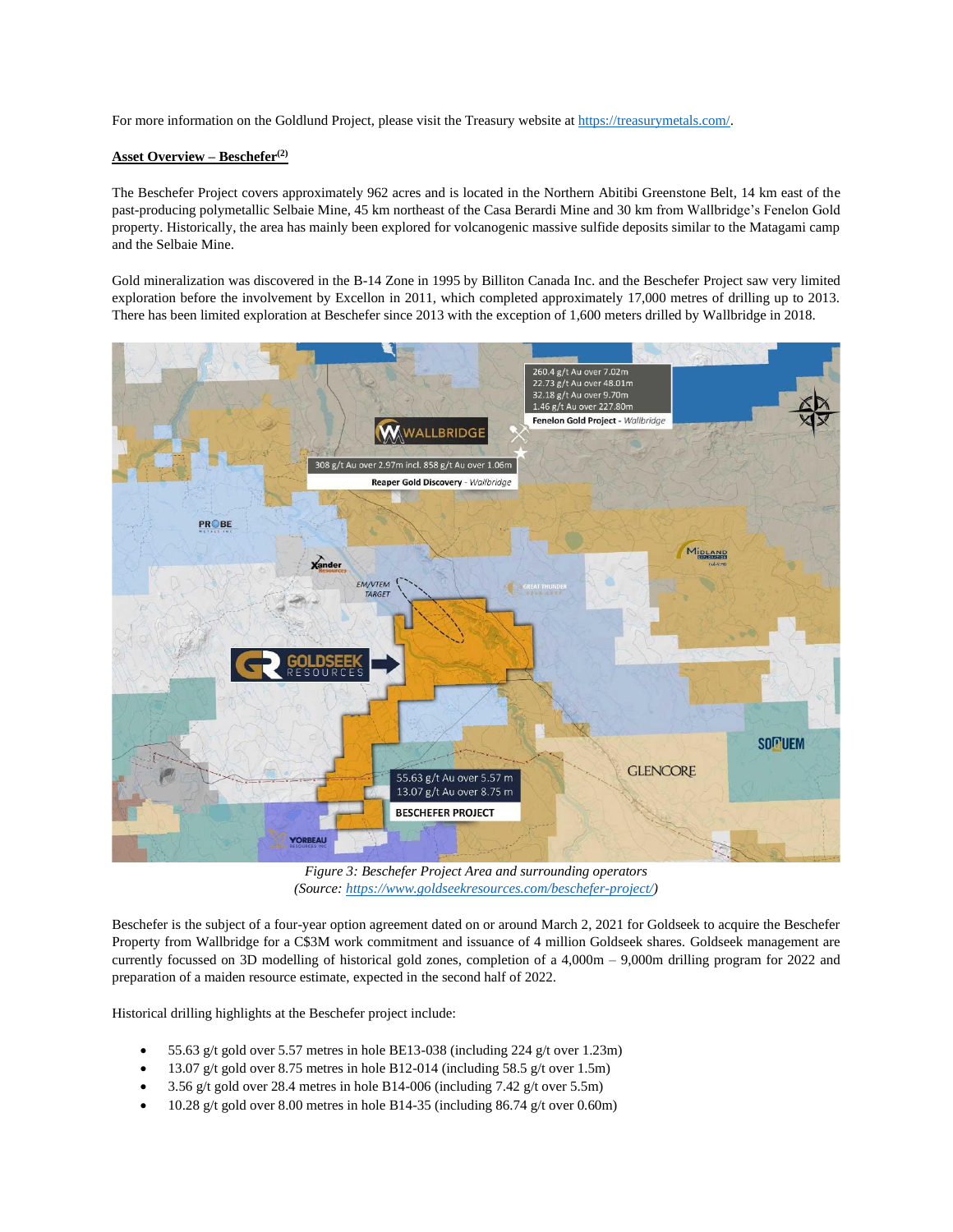For more information on the Goldlund Project, please visit the Treasury website at https://treasurymetals.com/.

**Asset Overview – Beschefer[(2)]**

The Beschefer Project covers approximately 962 acres and is located in the Northern Abitibi Greenstone Belt, 14 km east of the past-producing polymetallic Selbaie Mine, 45 km northeast of the Casa Berardi Mine and 30 km from Wallbridge's Fenelon Gold property. Historically, the area has mainly been explored for volcanogenic massive sulfide deposits similar to the Matagami camp and the Selbaie Mine.

Gold mineralization was discovered in the B-14 Zone in 1995 by Billiton Canada Inc. and the Beschefer Project saw very limited exploration before the involvement by Excellon in 2011, which completed approximately 17,000 metres of drilling up to 2013. There has been limited exploration at Beschefer since 2013 with the exception of 1,600 meters drilled by Wallbridge in 2018.

*Figure 3: Beschefer Project Area and surrounding operators*
*(Source: https://www.goldseekresources.com/beschefer-project/)*

Beschefer is the subject of a four-year option agreement dated on or around March 2, 2021 for Goldseek to acquire the Beschefer Property from Wallbridge for a C$3M work commitment and issuance of 4 million Goldseek shares. Goldseek management are currently focussed on 3D modelling of historical gold zones, completion of a 4,000m – 9,000m drilling program for 2022 and preparation of a maiden resource estimate, expected in the second half of 2022.

Historical drilling highlights at the Beschefer project include:

- 55.63 g/t gold over 5.57 metres in hole BE13-038 (including 224 g/t over 1.23m)
- 13.07 g/t gold over 8.75 metres in hole B12-014 (including 58.5 g/t over 1.5m)
- 3.56 g/t gold over 28.4 metres in hole B14-006 (including 7.42 g/t over 5.5m)
- 10.28 g/t gold over 8.00 metres in hole B14-35 (including 86.74 g/t over 0.60m)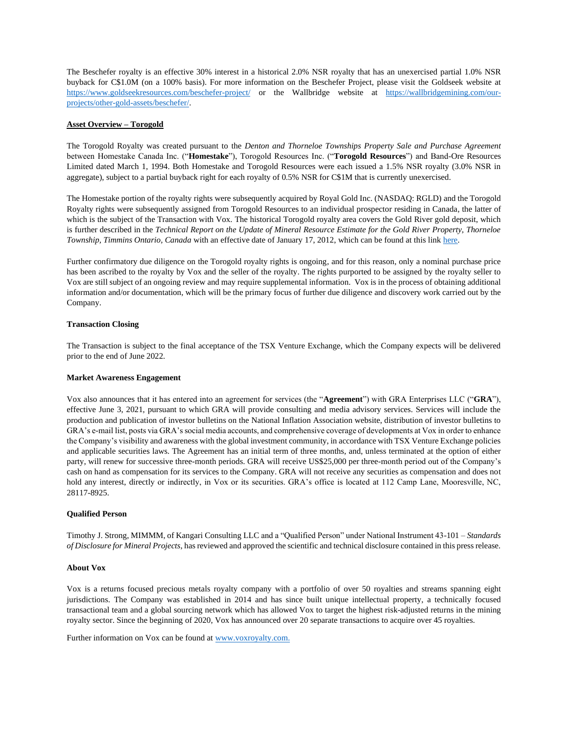The Beschefer royalty is an effective 30% interest in a historical 2.0% NSR royalty that has an unexercised partial 1.0% NSR buyback for C$1.0M (on a 100% basis). For more information on the Beschefer Project, please visit the Goldseek website at [https://www.goldseekresources.com/beschefer-project/](https://www.goldseekresources.com/beschefer-project/) or the Wallbridge website at [https://wallbridgemining.com/our-projects/other-gold-assets/beschefer/](https://wallbridgemining.com/our-projects/other-gold-assets/beschefer/).

**Asset Overview – Torogold**

The Torogold Royalty was created pursuant to the *Denton and Thorneloe Townships Property Sale and Purchase Agreement* between Homestake Canada Inc. ("**Homestake**"), Torogold Resources Inc. ("**Torogold Resources**") and Band-Ore Resources Limited dated March 1, 1994. Both Homestake and Torogold Resources were each issued a 1.5% NSR royalty (3.0% NSR in aggregate), subject to a partial buyback right for each royalty of 0.5% NSR for C$1M that is currently unexercised.

The Homestake portion of the royalty rights were subsequently acquired by Royal Gold Inc. (NASDAQ: RGLD) and the Torogold Royalty rights were subsequently assigned from Torogold Resources to an individual prospector residing in Canada, the latter of which is the subject of the Transaction with Vox. The historical Torogold royalty area covers the Gold River gold deposit, which is further described in the *Technical Report on the Update of Mineral Resource Estimate for the Gold River Property, Thorneloe Township, Timmins Ontario, Canada* with an effective date of January 17, 2012, which can be found at this link here.

Further confirmatory due diligence on the Torogold royalty rights is ongoing, and for this reason, only a nominal purchase price has been ascribed to the royalty by Vox and the seller of the royalty. The rights purported to be assigned by the royalty seller to Vox are still subject of an ongoing review and may require supplemental information. Vox is in the process of obtaining additional information and/or documentation, which will be the primary focus of further due diligence and discovery work carried out by the Company.

**Transaction Closing**

The Transaction is subject to the final acceptance of the TSX Venture Exchange, which the Company expects will be delivered prior to the end of June 2022.

**Market Awareness Engagement**

Vox also announces that it has entered into an agreement for services (the "**Agreement**") with GRA Enterprises LLC ("**GRA**"), effective June 3, 2021, pursuant to which GRA will provide consulting and media advisory services. Services will include the production and publication of investor bulletins on the National Inflation Association website, distribution of investor bulletins to GRA's e-mail list, posts via GRA's social media accounts, and comprehensive coverage of developments at Vox in order to enhance the Company's visibility and awareness with the global investment community, in accordance with TSX Venture Exchange policies and applicable securities laws. The Agreement has an initial term of three months, and, unless terminated at the option of either party, will renew for successive three-month periods. GRA will receive US$25,000 per three-month period out of the Company's cash on hand as compensation for its services to the Company. GRA will not receive any securities as compensation and does not hold any interest, directly or indirectly, in Vox or its securities. GRA's office is located at 112 Camp Lane, Mooresville, NC, 28117-8925.

**Qualified Person**

Timothy J. Strong, MIMMM, of Kangari Consulting LLC and a "Qualified Person" under National Instrument 43-101 – *Standards of Disclosure for Mineral Projects*, has reviewed and approved the scientific and technical disclosure contained in this press release.

**About Vox**

Vox is a returns focused precious metals royalty company with a portfolio of over 50 royalties and streams spanning eight jurisdictions. The Company was established in 2014 and has since built unique intellectual property, a technically focused transactional team and a global sourcing network which has allowed Vox to target the highest risk-adjusted returns in the mining royalty sector. Since the beginning of 2020, Vox has announced over 20 separate transactions to acquire over 45 royalties.

Further information on Vox can be found at [www.voxroyalty.com.](http://www.voxroyalty.com)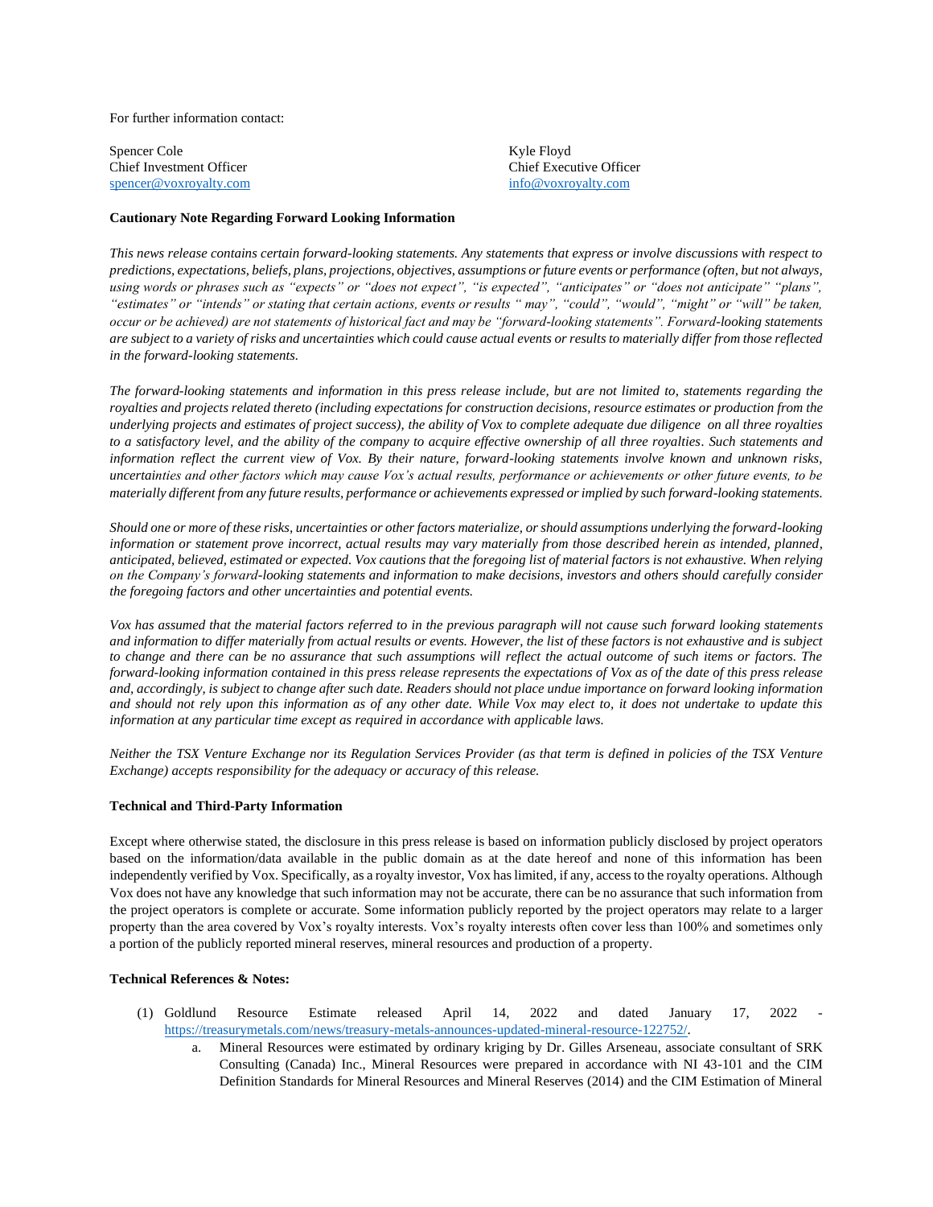For further information contact:

Spencer Cole
Chief Investment Officer
spencer@voxroyalty.com

Kyle Floyd
Chief Executive Officer
info@voxroyalty.com

**Cautionary Note Regarding Forward Looking Information**

*This news release contains certain forward-looking statements. Any statements that express or involve discussions with respect to predictions, expectations, beliefs, plans, projections, objectives, assumptions or future events or performance (often, but not always, using words or phrases such as "expects" or "does not expect", "is expected", "anticipates" or "does not anticipate" "plans", "estimates" or "intends" or stating that certain actions, events or results " may", "could", "would", "might" or "will" be taken, occur or be achieved) are not statements of historical fact and may be "forward-looking statements". Forward-looking statements are subject to a variety of risks and uncertainties which could cause actual events or results to materially differ from those reflected in the forward-looking statements.*

*The forward-looking statements and information in this press release include, but are not limited to, statements regarding the royalties and projects related thereto (including expectations for construction decisions, resource estimates or production from the underlying projects and estimates of project success), the ability of Vox to complete adequate due diligence on all three royalties to a satisfactory level, and the ability of the company to acquire effective ownership of all three royalties. Such statements and information reflect the current view of Vox. By their nature, forward-looking statements involve known and unknown risks, uncertainties and other factors which may cause Vox's actual results, performance or achievements or other future events, to be materially different from any future results, performance or achievements expressed or implied by such forward-looking statements.*

*Should one or more of these risks, uncertainties or other factors materialize, or should assumptions underlying the forward-looking information or statement prove incorrect, actual results may vary materially from those described herein as intended, planned, anticipated, believed, estimated or expected. Vox cautions that the foregoing list of material factors is not exhaustive. When relying on the Company's forward-looking statements and information to make decisions, investors and others should carefully consider the foregoing factors and other uncertainties and potential events.*

*Vox has assumed that the material factors referred to in the previous paragraph will not cause such forward looking statements and information to differ materially from actual results or events. However, the list of these factors is not exhaustive and is subject to change and there can be no assurance that such assumptions will reflect the actual outcome of such items or factors. The forward-looking information contained in this press release represents the expectations of Vox as of the date of this press release and, accordingly, is subject to change after such date. Readers should not place undue importance on forward looking information and should not rely upon this information as of any other date. While Vox may elect to, it does not undertake to update this information at any particular time except as required in accordance with applicable laws.*

*Neither the TSX Venture Exchange nor its Regulation Services Provider (as that term is defined in policies of the TSX Venture Exchange) accepts responsibility for the adequacy or accuracy of this release.*

**Technical and Third-Party Information**

Except where otherwise stated, the disclosure in this press release is based on information publicly disclosed by project operators based on the information/data available in the public domain as at the date hereof and none of this information has been independently verified by Vox. Specifically, as a royalty investor, Vox has limited, if any, access to the royalty operations. Although Vox does not have any knowledge that such information may not be accurate, there can be no assurance that such information from the project operators is complete or accurate. Some information publicly reported by the project operators may relate to a larger property than the area covered by Vox's royalty interests. Vox's royalty interests often cover less than 100% and sometimes only a portion of the publicly reported mineral reserves, mineral resources and production of a property.

**Technical References & Notes:**

(1) Goldlund Resource Estimate released April 14, 2022 and dated January 17, 2022 - https://treasurymetals.com/news/treasury-metals-announces-updated-mineral-resource-122752/.
   a. Mineral Resources were estimated by ordinary kriging by Dr. Gilles Arseneau, associate consultant of SRK Consulting (Canada) Inc., Mineral Resources were prepared in accordance with NI 43-101 and the CIM Definition Standards for Mineral Resources and Mineral Reserves (2014) and the CIM Estimation of Mineral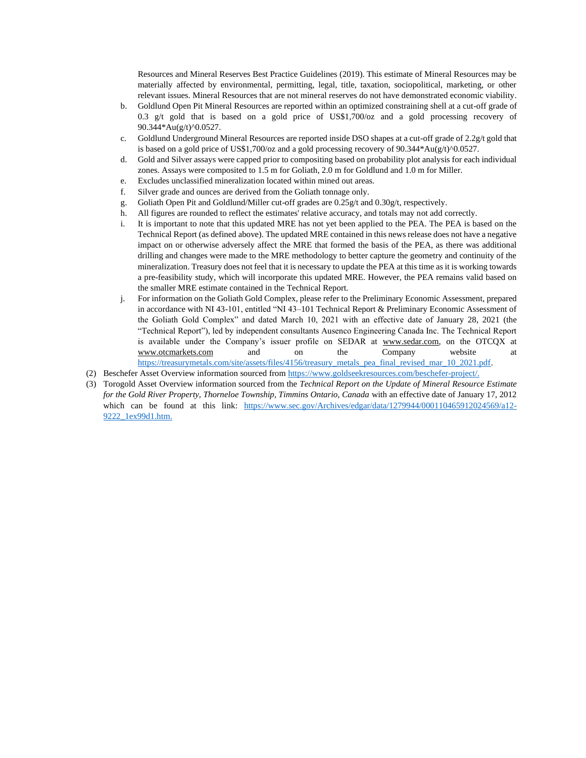Resources and Mineral Reserves Best Practice Guidelines (2019). This estimate of Mineral Resources may be materially affected by environmental, permitting, legal, title, taxation, sociopolitical, marketing, or other relevant issues. Mineral Resources that are not mineral reserves do not have demonstrated economic viability.

b. Goldlund Open Pit Mineral Resources are reported within an optimized constraining shell at a cut-off grade of 0.3 g/t gold that is based on a gold price of US$1,700/oz and a gold processing recovery of 90.344*Au(g/t)^0.0527.

c. Goldlund Underground Mineral Resources are reported inside DSO shapes at a cut-off grade of 2.2g/t gold that is based on a gold price of US$1,700/oz and a gold processing recovery of 90.344*Au(g/t)^0.0527.

d. Gold and Silver assays were capped prior to compositing based on probability plot analysis for each individual zones. Assays were composited to 1.5 m for Goliath, 2.0 m for Goldlund and 1.0 m for Miller.

e. Excludes unclassified mineralization located within mined out areas.

f. Silver grade and ounces are derived from the Goliath tonnage only.

g. Goliath Open Pit and Goldlund/Miller cut-off grades are 0.25g/t and 0.30g/t, respectively.

h. All figures are rounded to reflect the estimates' relative accuracy, and totals may not add correctly.

i. It is important to note that this updated MRE has not yet been applied to the PEA. The PEA is based on the Technical Report (as defined above). The updated MRE contained in this news release does not have a negative impact on or otherwise adversely affect the MRE that formed the basis of the PEA, as there was additional drilling and changes were made to the MRE methodology to better capture the geometry and continuity of the mineralization. Treasury does not feel that it is necessary to update the PEA at this time as it is working towards a pre-feasibility study, which will incorporate this updated MRE. However, the PEA remains valid based on the smaller MRE estimate contained in the Technical Report.

j. For information on the Goliath Gold Complex, please refer to the Preliminary Economic Assessment, prepared in accordance with NI 43-101, entitled "NI 43–101 Technical Report & Preliminary Economic Assessment of the Goliath Gold Complex" and dated March 10, 2021 with an effective date of January 28, 2021 (the "Technical Report"), led by independent consultants Ausenco Engineering Canada Inc. The Technical Report is available under the Company's issuer profile on SEDAR at www.sedar.com, on the OTCQX at www.otcmarkets.com and on the Company website at https://treasurymetals.com/site/assets/files/4156/treasury_metals_pea_final_revised_mar_10_2021.pdf.

(2) Beschefer Asset Overview information sourced from https://www.goldseekresources.com/beschefer-project/.

(3) Torogold Asset Overview information sourced from the *Technical Report on the Update of Mineral Resource Estimate for the Gold River Property, Thorneloe Township, Timmins Ontario, Canada* with an effective date of January 17, 2012 which can be found at this link: https://www.sec.gov/Archives/edgar/data/1279944/000110465912024569/a12-9222_1ex99d1.htm.